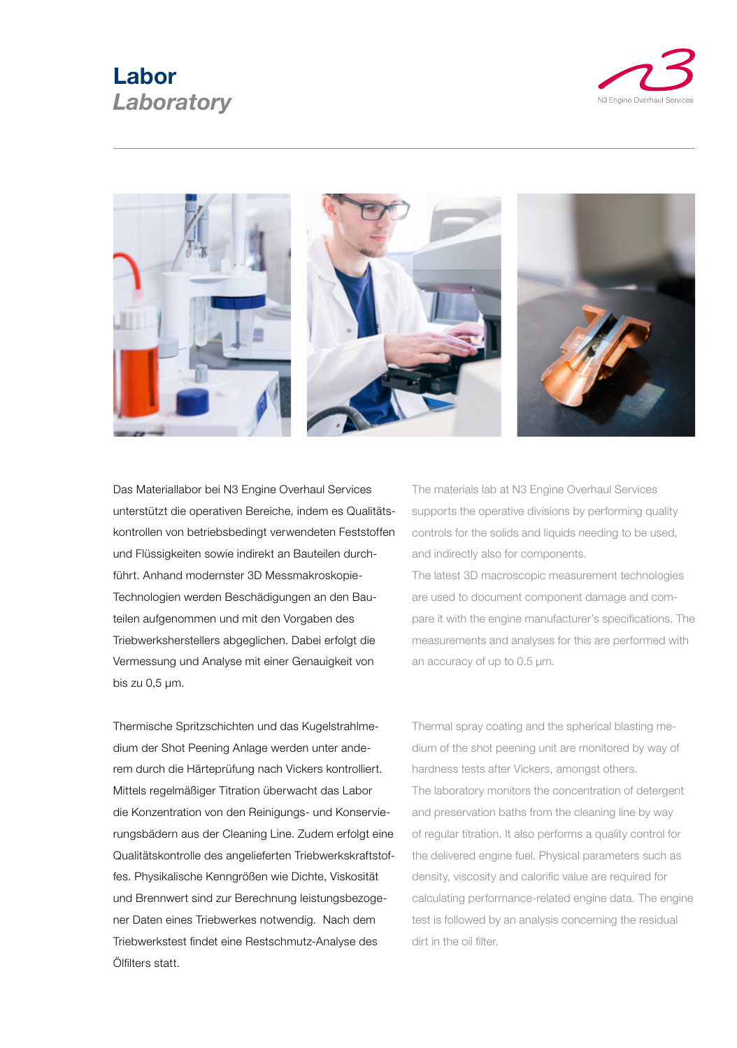# Labor
## *Laboratory*

Das Materiallabor bei N3 Engine Overhaul Services unterstützt die operativen Bereiche, indem es Qualitätskontrollen von betriebsbedingt verwendeten Feststoffen und Flüssigkeiten sowie indirekt an Bauteilen durchführt. Anhand modernster 3D Messmakroskopie-Technologien werden Beschädigungen an den Bauteilen aufgenommen und mit den Vorgaben des Triebwerksherstellers abgeglichen. Dabei erfolgt die Vermessung und Analyse mit einer Genauigkeit von bis zu 0,5 µm.

Thermische Spritzschichten und das Kugelstrahlmedium der Shot Peening Anlage werden unter anderem durch die Härteprüfung nach Vickers kontrolliert. Mittels regelmäßiger Titration überwacht das Labor die Konzentration von den Reinigungs- und Konservierungsbädern aus der Cleaning Line. Zudem erfolgt eine Qualitätskontrolle des angelieferten Triebwerkskraftstoffes. Physikalische Kenngrößen wie Dichte, Viskosität und Brennwert sind zur Berechnung leistungsbezogener Daten eines Triebwerkes notwendig. Nach dem Triebwerkstest findet eine Restschmutz-Analyse des Ölfilters statt.

The materials lab at N3 Engine Overhaul Services supports the operative divisions by performing quality controls for the solids and liquids needing to be used, and indirectly also for components.
The latest 3D macroscopic measurement technologies are used to document component damage and compare it with the engine manufacturer's specifications. The measurements and analyses for this are performed with an accuracy of up to 0.5 µm.

Thermal spray coating and the spherical blasting medium of the shot peening unit are monitored by way of hardness tests after Vickers, amongst others.
The laboratory monitors the concentration of detergent and preservation baths from the cleaning line by way of regular titration. It also performs a quality control for the delivered engine fuel. Physical parameters such as density, viscosity and calorific value are required for calculating performance-related engine data. The engine test is followed by an analysis concerning the residual dirt in the oil filter.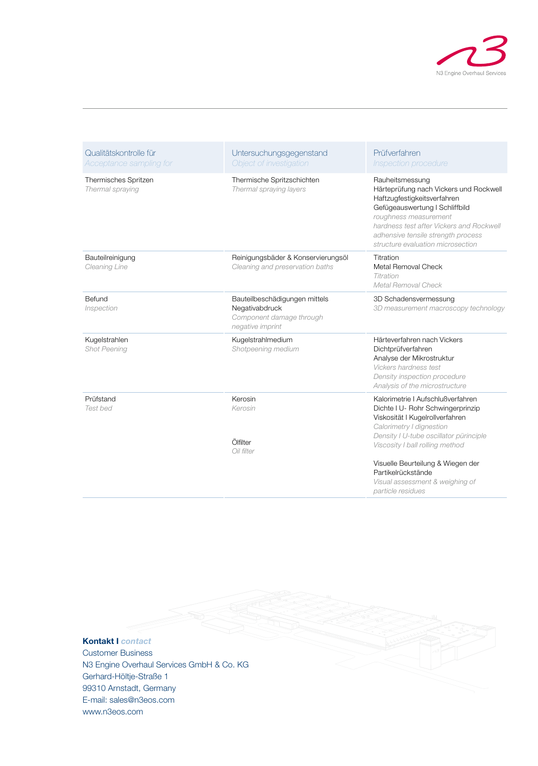| Qualitätskontrolle für *Acceptance sampling for* | Untersuchungsgegenstand *Object of investigation* | Prüfverfahren *Inspection procedure* |
|---|---|---|
| Thermisches Spritzen *Thermal spraying* | Thermische Spritzschichten *Thermal spraying layers* | Rauheitsmessung<br>Härteprüfung nach Vickers und Rockwell<br>Haftzugfestigkeitsverfahren<br>Gefügeauswertung I Schliffbild<br>*roughness measurement*<br>*hardness test after Vickers and Rockwell*<br>*adhensive tensile strength process*<br>*structure evaluation microsection* |
| Bauteilreinigung *Cleaning Line* | Reinigungsbäder & Konservierungsöl *Cleaning and preservation baths* | Titration<br>Metal Removal Check<br>*Titration*<br>*Metal Removal Check* |
| Befund *Inspection* | Bauteilbeschädigungen mittels Negativabdruck *Component damage through negative imprint* | 3D Schadensvermessung<br>*3D measurement macroscopy technology* |
| Kugelstrahlen *Shot Peening* | Kugelstrahlmedium *Shotpeening medium* | Härteverfahren nach Vickers<br>Dichtprüfverfahren<br>Analyse der Mikrostruktur<br>*Vickers hardness test*<br>*Density inspection procedure*<br>*Analysis of the microstructure* |
| Prüfstand *Test bed* | Kerosin *Kerosin* | Kalorimetrie I Aufschlußverfahren<br>Dichte I U- Rohr Schwingerprinzip<br>Viskosität I Kugelrollverfahren<br>*Calorimetry I dignestion*<br>*Density I U-tube oscillator pürinciple*<br>*Viscosity I ball rolling method* |
| | Ölfilter *Oil filter* | Visuelle Beurteilung & Wiegen der Partikelrückstände<br>*Visual assessment & weighing of particle residues* |

**Kontakt I** ***contact***

Customer Business
N3 Engine Overhaul Services GmbH & Co. KG
Gerhard-Höltje-Straße 1
99310 Arnstadt, Germany
E-mail: sales@n3eos.com
www.n3eos.com